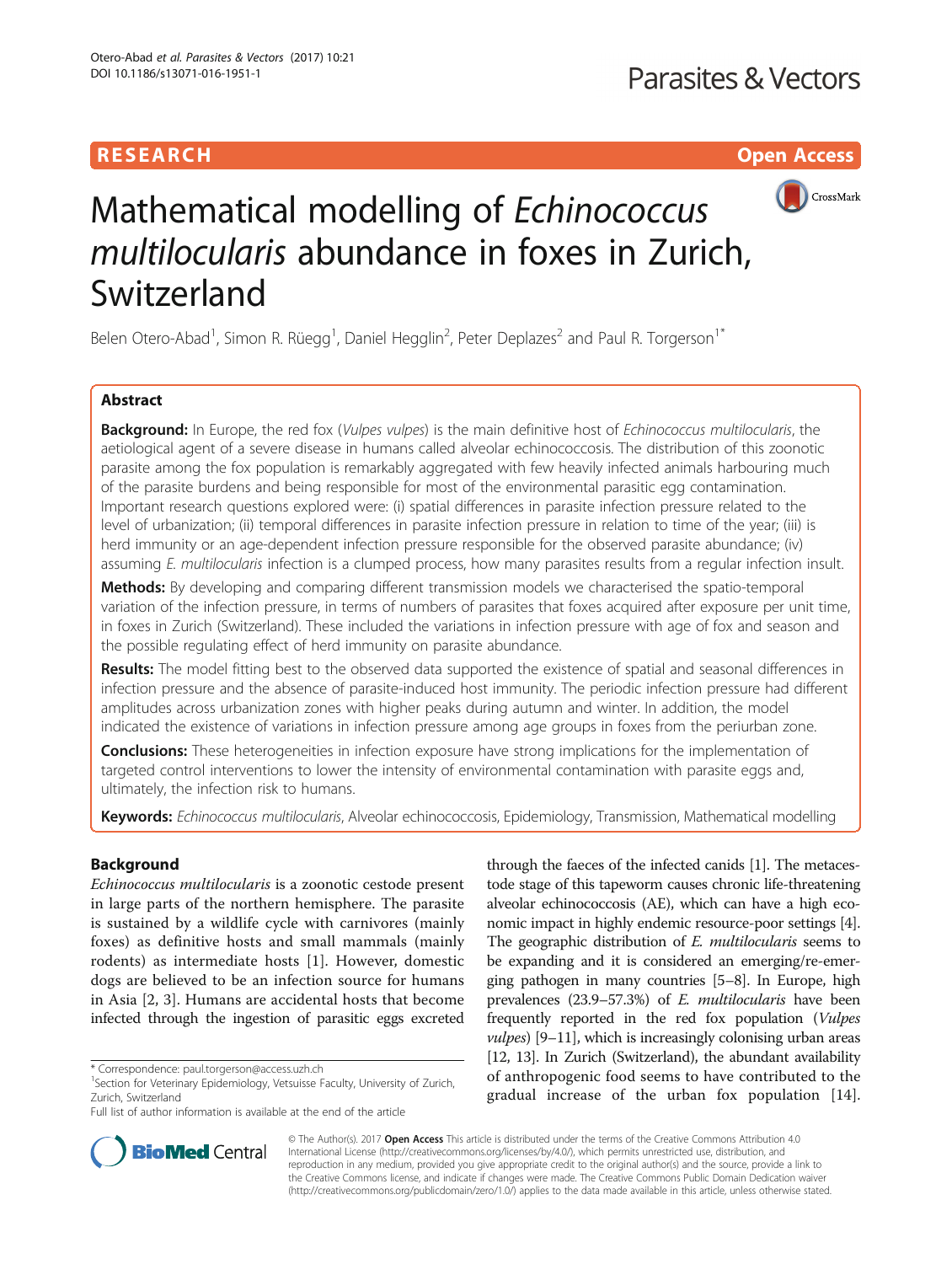**RESEARCH** **Open Access**

# Mathematical modelling of *Echinococcus multilocularis* abundance in foxes in Zurich, Switzerland

Belen Otero-Abad[1], Simon R. Rüegg[1], Daniel Hegglin[2], Peter Deplazes[2] and Paul R. Torgerson[1*]

## Abstract

**Background:** In Europe, the red fox (*Vulpes vulpes*) is the main definitive host of *Echinococcus multilocularis*, the aetiological agent of a severe disease in humans called alveolar echinococcosis. The distribution of this zoonotic parasite among the fox population is remarkably aggregated with few heavily infected animals harbouring much of the parasite burdens and being responsible for most of the environmental parasitic egg contamination. Important research questions explored were: (i) spatial differences in parasite infection pressure related to the level of urbanization; (ii) temporal differences in parasite infection pressure in relation to time of the year; (iii) is herd immunity or an age-dependent infection pressure responsible for the observed parasite abundance; (iv) assuming *E. multilocularis* infection is a clumped process, how many parasites results from a regular infection insult.

**Methods:** By developing and comparing different transmission models we characterised the spatio-temporal variation of the infection pressure, in terms of numbers of parasites that foxes acquired after exposure per unit time, in foxes in Zurich (Switzerland). These included the variations in infection pressure with age of fox and season and the possible regulating effect of herd immunity on parasite abundance.

**Results:** The model fitting best to the observed data supported the existence of spatial and seasonal differences in infection pressure and the absence of parasite-induced host immunity. The periodic infection pressure had different amplitudes across urbanization zones with higher peaks during autumn and winter. In addition, the model indicated the existence of variations in infection pressure among age groups in foxes from the periurban zone.

**Conclusions:** These heterogeneities in infection exposure have strong implications for the implementation of targeted control interventions to lower the intensity of environmental contamination with parasite eggs and, ultimately, the infection risk to humans.

**Keywords:** *Echinococcus multilocularis*, Alveolar echinococcosis, Epidemiology, Transmission, Mathematical modelling

## Background

*Echinococcus multilocularis* is a zoonotic cestode present in large parts of the northern hemisphere. The parasite is sustained by a wildlife cycle with carnivores (mainly foxes) as definitive hosts and small mammals (mainly rodents) as intermediate hosts [1]. However, domestic dogs are believed to be an infection source for humans in Asia [2, 3]. Humans are accidental hosts that become infected through the ingestion of parasitic eggs excreted through the faeces of the infected canids [1]. The metacestode stage of this tapeworm causes chronic life-threatening alveolar echinococcosis (AE), which can have a high economic impact in highly endemic resource-poor settings [4]. The geographic distribution of *E. multilocularis* seems to be expanding and it is considered an emerging/re-emerging pathogen in many countries [5–8]. In Europe, high prevalences (23.9–57.3%) of *E. multilocularis* have been frequently reported in the red fox population (*Vulpes vulpes*) [9–11], which is increasingly colonising urban areas [12, 13]. In Zurich (Switzerland), the abundant availability of anthropogenic food seems to have contributed to the gradual increase of the urban fox population [14].

\* Correspondence: paul.torgerson@access.uzh.ch
[1]Section for Veterinary Epidemiology, Vetsuisse Faculty, University of Zurich, Zurich, Switzerland
Full list of author information is available at the end of the article

© The Author(s). 2017 **Open Access** This article is distributed under the terms of the Creative Commons Attribution 4.0 International License (http://creativecommons.org/licenses/by/4.0/), which permits unrestricted use, distribution, and reproduction in any medium, provided you give appropriate credit to the original author(s) and the source, provide a link to the Creative Commons license, and indicate if changes were made. The Creative Commons Public Domain Dedication waiver (http://creativecommons.org/publicdomain/zero/1.0/) applies to the data made available in this article, unless otherwise stated.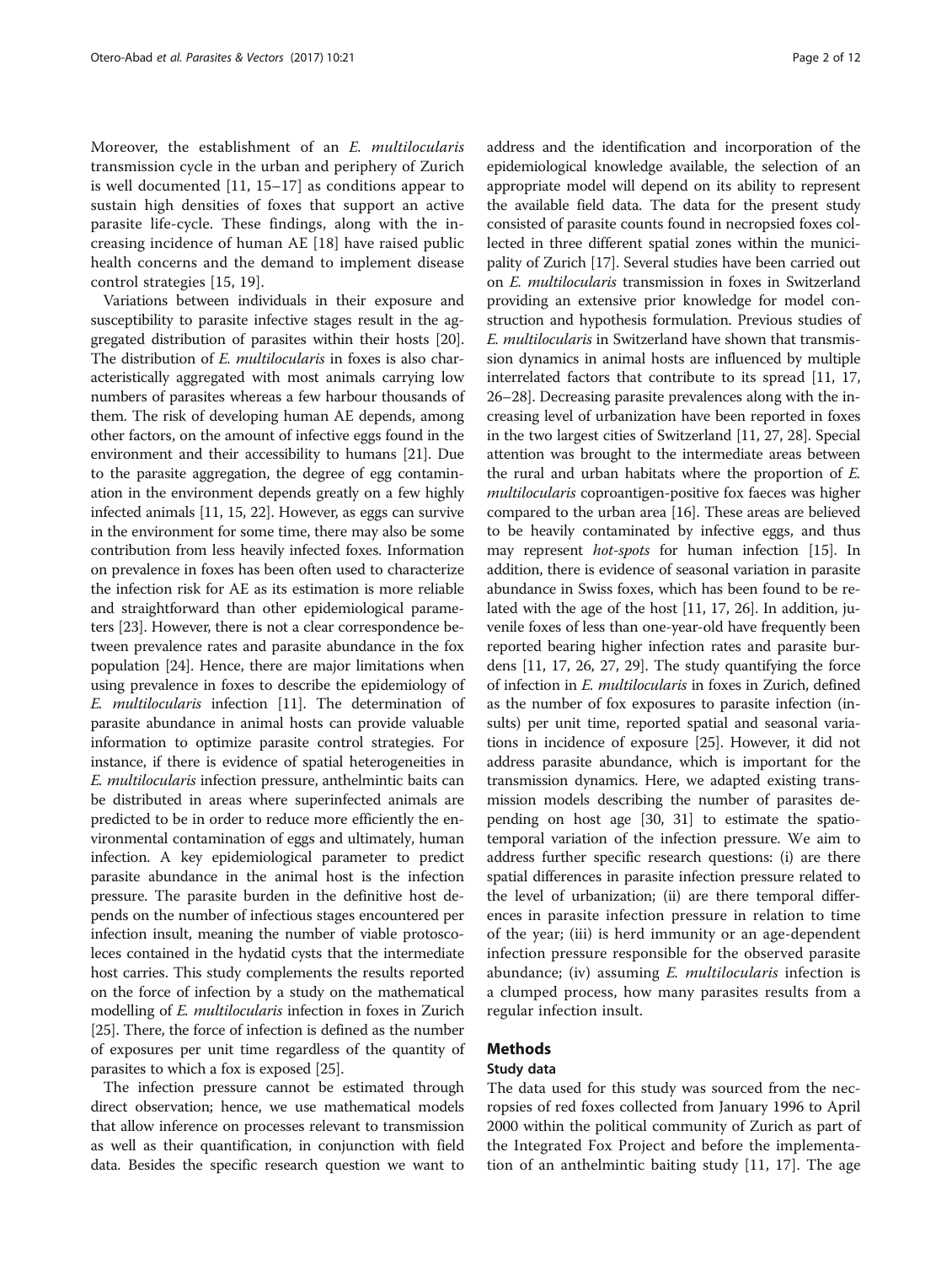Moreover, the establishment of an *E. multilocularis* transmission cycle in the urban and periphery of Zurich is well documented [11, 15–17] as conditions appear to sustain high densities of foxes that support an active parasite life-cycle. These findings, along with the increasing incidence of human AE [18] have raised public health concerns and the demand to implement disease control strategies [15, 19].

Variations between individuals in their exposure and susceptibility to parasite infective stages result in the aggregated distribution of parasites within their hosts [20]. The distribution of *E. multilocularis* in foxes is also characteristically aggregated with most animals carrying low numbers of parasites whereas a few harbour thousands of them. The risk of developing human AE depends, among other factors, on the amount of infective eggs found in the environment and their accessibility to humans [21]. Due to the parasite aggregation, the degree of egg contamination in the environment depends greatly on a few highly infected animals [11, 15, 22]. However, as eggs can survive in the environment for some time, there may also be some contribution from less heavily infected foxes. Information on prevalence in foxes has been often used to characterize the infection risk for AE as its estimation is more reliable and straightforward than other epidemiological parameters [23]. However, there is not a clear correspondence between prevalence rates and parasite abundance in the fox population [24]. Hence, there are major limitations when using prevalence in foxes to describe the epidemiology of *E. multilocularis* infection [11]. The determination of parasite abundance in animal hosts can provide valuable information to optimize parasite control strategies. For instance, if there is evidence of spatial heterogeneities in *E. multilocularis* infection pressure, anthelmintic baits can be distributed in areas where superinfected animals are predicted to be in order to reduce more efficiently the environmental contamination of eggs and ultimately, human infection. A key epidemiological parameter to predict parasite abundance in the animal host is the infection pressure. The parasite burden in the definitive host depends on the number of infectious stages encountered per infection insult, meaning the number of viable protoscoleces contained in the hydatid cysts that the intermediate host carries. This study complements the results reported on the force of infection by a study on the mathematical modelling of *E. multilocularis* infection in foxes in Zurich [25]. There, the force of infection is defined as the number of exposures per unit time regardless of the quantity of parasites to which a fox is exposed [25].

The infection pressure cannot be estimated through direct observation; hence, we use mathematical models that allow inference on processes relevant to transmission as well as their quantification, in conjunction with field data. Besides the specific research question we want to address and the identification and incorporation of the epidemiological knowledge available, the selection of an appropriate model will depend on its ability to represent the available field data. The data for the present study consisted of parasite counts found in necropsied foxes collected in three different spatial zones within the municipality of Zurich [17]. Several studies have been carried out on *E. multilocularis* transmission in foxes in Switzerland providing an extensive prior knowledge for model construction and hypothesis formulation. Previous studies of *E. multilocularis* in Switzerland have shown that transmission dynamics in animal hosts are influenced by multiple interrelated factors that contribute to its spread [11, 17, 26–28]. Decreasing parasite prevalences along with the increasing level of urbanization have been reported in foxes in the two largest cities of Switzerland [11, 27, 28]. Special attention was brought to the intermediate areas between the rural and urban habitats where the proportion of *E. multilocularis* coproantigen-positive fox faeces was higher compared to the urban area [16]. These areas are believed to be heavily contaminated by infective eggs, and thus may represent *hot-spots* for human infection [15]. In addition, there is evidence of seasonal variation in parasite abundance in Swiss foxes, which has been found to be related with the age of the host [11, 17, 26]. In addition, juvenile foxes of less than one-year-old have frequently been reported bearing higher infection rates and parasite burdens [11, 17, 26, 27, 29]. The study quantifying the force of infection in *E. multilocularis* in foxes in Zurich, defined as the number of fox exposures to parasite infection (insults) per unit time, reported spatial and seasonal variations in incidence of exposure [25]. However, it did not address parasite abundance, which is important for the transmission dynamics. Here, we adapted existing transmission models describing the number of parasites depending on host age [30, 31] to estimate the spatio-temporal variation of the infection pressure. We aim to address further specific research questions: (i) are there spatial differences in parasite infection pressure related to the level of urbanization; (ii) are there temporal differences in parasite infection pressure in relation to time of the year; (iii) is herd immunity or an age-dependent infection pressure responsible for the observed parasite abundance; (iv) assuming *E. multilocularis* infection is a clumped process, how many parasites results from a regular infection insult.

## Methods

### Study data

The data used for this study was sourced from the necropsies of red foxes collected from January 1996 to April 2000 within the political community of Zurich as part of the Integrated Fox Project and before the implementation of an anthelmintic baiting study [11, 17]. The age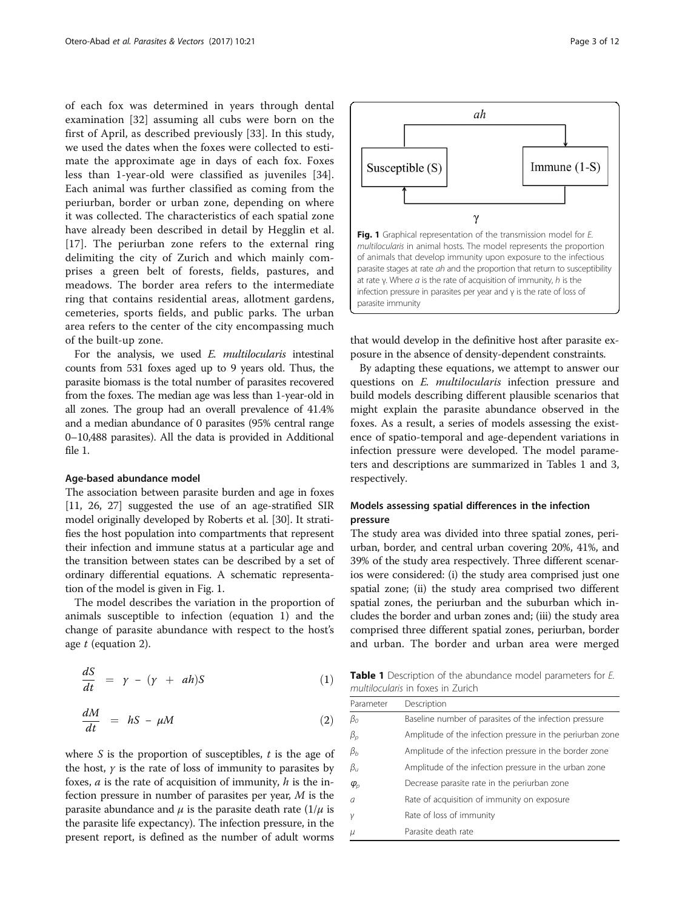of each fox was determined in years through dental examination [32] assuming all cubs were born on the first of April, as described previously [33]. In this study, we used the dates when the foxes were collected to estimate the approximate age in days of each fox. Foxes less than 1-year-old were classified as juveniles [34]. Each animal was further classified as coming from the periurban, border or urban zone, depending on where it was collected. The characteristics of each spatial zone have already been described in detail by Hegglin et al. [17]. The periurban zone refers to the external ring delimiting the city of Zurich and which mainly comprises a green belt of forests, fields, pastures, and meadows. The border area refers to the intermediate ring that contains residential areas, allotment gardens, cemeteries, sports fields, and public parks. The urban area refers to the center of the city encompassing much of the built-up zone.

For the analysis, we used *E. multilocularis* intestinal counts from 531 foxes aged up to 9 years old. Thus, the parasite biomass is the total number of parasites recovered from the foxes. The median age was less than 1-year-old in all zones. The group had an overall prevalence of 41.4% and a median abundance of 0 parasites (95% central range 0–10,488 parasites). All the data is provided in Additional file 1.

### Age-based abundance model

The association between parasite burden and age in foxes [11, 26, 27] suggested the use of an age-stratified SIR model originally developed by Roberts et al. [30]. It stratifies the host population into compartments that represent their infection and immune status at a particular age and the transition between states can be described by a set of ordinary differential equations. A schematic representation of the model is given in Fig. 1.

The model describes the variation in the proportion of animals susceptible to infection (equation 1) and the change of parasite abundance with respect to the host's age $t$ (equation 2).

$$\frac{dS}{dt} = \gamma - (\gamma + ah)S \tag{1}$$

$$\frac{dM}{dt} = hS - \mu M \tag{2}$$

where $S$ is the proportion of susceptibles, $t$ is the age of the host, $\gamma$ is the rate of loss of immunity to parasites by foxes, $a$ is the rate of acquisition of immunity, $h$ is the infection pressure in number of parasites per year, $M$ is the parasite abundance and $\mu$ is the parasite death rate ($1/\mu$ is the parasite life expectancy). The infection pressure, in the present report, is defined as the number of adult worms that would develop in the definitive host after parasite exposure in the absence of density-dependent constraints.

**Fig. 1** Graphical representation of the transmission model for *E. multilocularis* in animal hosts. The model represents the proportion of animals that develop immunity upon exposure to the infectious parasite stages at rate $ah$ and the proportion that return to susceptibility at rate $\gamma$. Where $a$ is the rate of acquisition of immunity, $h$ is the infection pressure in parasites per year and $\gamma$ is the rate of loss of parasite immunity

By adapting these equations, we attempt to answer our questions on *E. multilocularis* infection pressure and build models describing different plausible scenarios that might explain the parasite abundance observed in the foxes. As a result, a series of models assessing the existence of spatio-temporal and age-dependent variations in infection pressure were developed. The model parameters and descriptions are summarized in Tables 1 and 3, respectively.

### Models assessing spatial differences in the infection pressure

The study area was divided into three spatial zones, periurban, border, and central urban covering 20%, 41%, and 39% of the study area respectively. Three different scenarios were considered: (i) the study area comprised just one spatial zone; (ii) the study area comprised two different spatial zones, the periurban and the suburban which includes the border and urban zones and; (iii) the study area comprised three different spatial zones, periurban, border and urban. The border and urban area were merged

**Table 1** Description of the abundance model parameters for *E. multilocularis* in foxes in Zurich

| Parameter | Description |
|---|---|
| $\beta_0$ | Baseline number of parasites of the infection pressure |
| $\beta_p$ | Amplitude of the infection pressure in the periurban zone |
| $\beta_b$ | Amplitude of the infection pressure in the border zone |
| $\beta_u$ | Amplitude of the infection pressure in the urban zone |
| $\varphi_p$ | Decrease parasite rate in the periurban zone |
| $a$ | Rate of acquisition of immunity on exposure |
| $\gamma$ | Rate of loss of immunity |
| $\mu$ | Parasite death rate |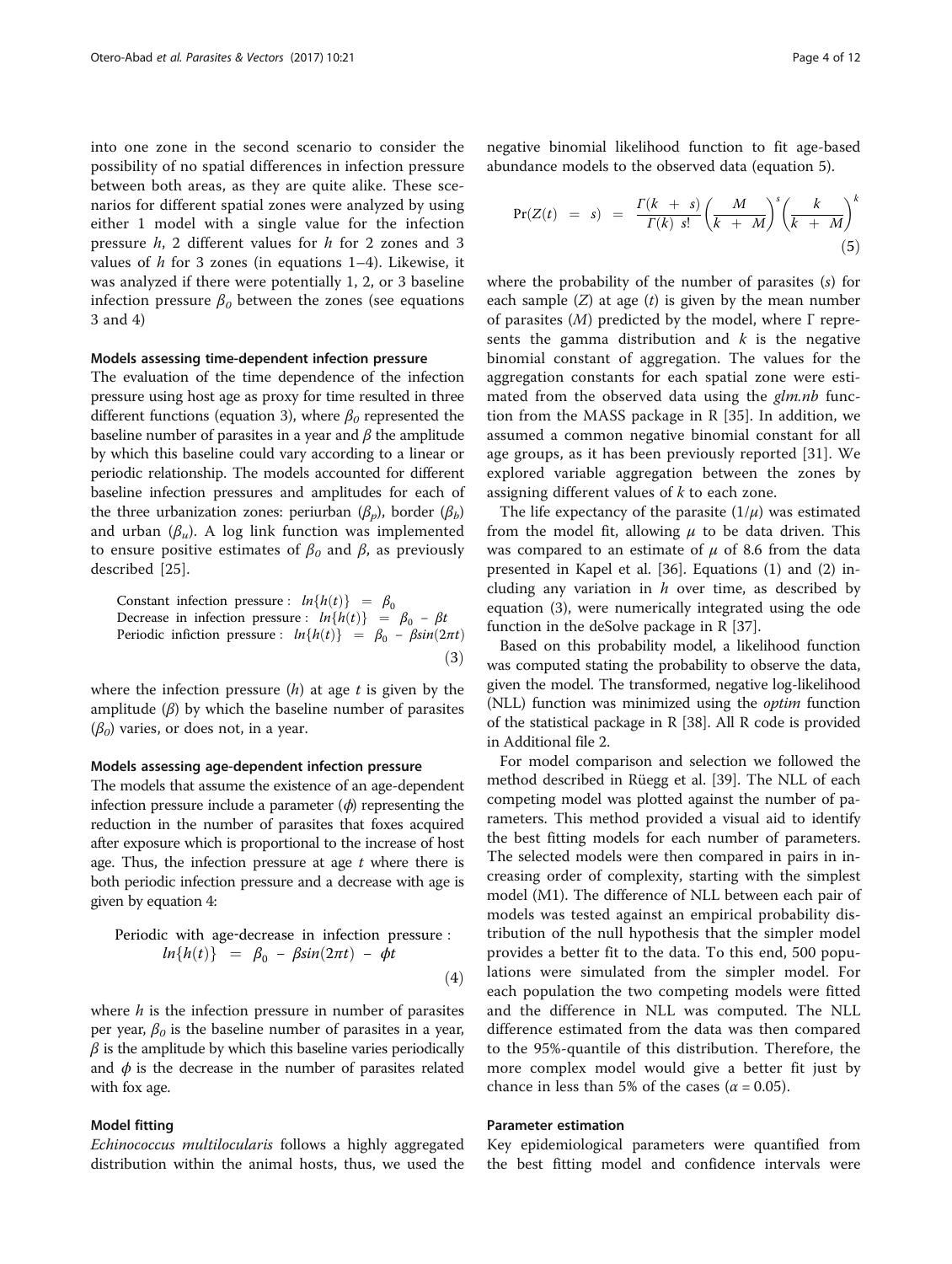into one zone in the second scenario to consider the possibility of no spatial differences in infection pressure between both areas, as they are quite alike. These scenarios for different spatial zones were analyzed by using either 1 model with a single value for the infection pressure $h$, 2 different values for $h$ for 2 zones and 3 values of $h$ for 3 zones (in equations 1–4). Likewise, it was analyzed if there were potentially 1, 2, or 3 baseline infection pressure $\beta_0$ between the zones (see equations 3 and 4)

#### Models assessing time-dependent infection pressure

The evaluation of the time dependence of the infection pressure using host age as proxy for time resulted in three different functions (equation 3), where $\beta_0$ represented the baseline number of parasites in a year and $\beta$ the amplitude by which this baseline could vary according to a linear or periodic relationship. The models accounted for different baseline infection pressures and amplitudes for each of the three urbanization zones: periurban ($\beta_p$), border ($\beta_b$) and urban ($\beta_u$). A log link function was implemented to ensure positive estimates of $\beta_0$ and $\beta$, as previously described [25].

$$
\begin{aligned}
&\text{Constant infection pressure}: \; ln\{h(t)\} = \beta_0 \\
&\text{Decrease in infection pressure}: \; ln\{h(t)\} = \beta_0 - \beta t \\
&\text{Periodic infiction pressure}: \; ln\{h(t)\} = \beta_0 - \beta sin(2\pi t)
\end{aligned} \tag{3}
$$

where the infection pressure ($h$) at age $t$ is given by the amplitude ($\beta$) by which the baseline number of parasites ($\beta_0$) varies, or does not, in a year.

#### Models assessing age-dependent infection pressure

The models that assume the existence of an age-dependent infection pressure include a parameter ($\phi$) representing the reduction in the number of parasites that foxes acquired after exposure which is proportional to the increase of host age. Thus, the infection pressure at age $t$ where there is both periodic infection pressure and a decrease with age is given by equation 4:

$$
\text{Periodic with age-decrease in infection pressure}: \; ln\{h(t)\} = \beta_0 - \beta sin(2\pi t) - \phi t \tag{4}
$$

where $h$ is the infection pressure in number of parasites per year, $\beta_0$ is the baseline number of parasites in a year, $\beta$ is the amplitude by which this baseline varies periodically and $\phi$ is the decrease in the number of parasites related with fox age.

#### Model fitting

*Echinococcus multilocularis* follows a highly aggregated distribution within the animal hosts, thus, we used the negative binomial likelihood function to fit age-based abundance models to the observed data (equation 5).

$$
\Pr(Z(t) = s) = \frac{\Gamma(k+s)}{\Gamma(k)\; s!}\left(\frac{M}{k+M}\right)^s\left(\frac{k}{k+M}\right)^k \tag{5}
$$

where the probability of the number of parasites ($s$) for each sample ($Z$) at age ($t$) is given by the mean number of parasites ($M$) predicted by the model, where $\Gamma$ represents the gamma distribution and $k$ is the negative binomial constant of aggregation. The values for the aggregation constants for each spatial zone were estimated from the observed data using the *glm.nb* function from the MASS package in R [35]. In addition, we assumed a common negative binomial constant for all age groups, as it has been previously reported [31]. We explored variable aggregation between the zones by assigning different values of $k$ to each zone.

The life expectancy of the parasite ($1/\mu$) was estimated from the model fit, allowing $\mu$ to be data driven. This was compared to an estimate of $\mu$ of 8.6 from the data presented in Kapel et al. [36]. Equations (1) and (2) including any variation in $h$ over time, as described by equation (3), were numerically integrated using the ode function in the deSolve package in R [37].

Based on this probability model, a likelihood function was computed stating the probability to observe the data, given the model. The transformed, negative log-likelihood (NLL) function was minimized using the *optim* function of the statistical package in R [38]. All R code is provided in Additional file 2.

For model comparison and selection we followed the method described in Rüegg et al. [39]. The NLL of each competing model was plotted against the number of parameters. This method provided a visual aid to identify the best fitting models for each number of parameters. The selected models were then compared in pairs in increasing order of complexity, starting with the simplest model (M1). The difference of NLL between each pair of models was tested against an empirical probability distribution of the null hypothesis that the simpler model provides a better fit to the data. To this end, 500 populations were simulated from the simpler model. For each population the two competing models were fitted and the difference in NLL was computed. The NLL difference estimated from the data was then compared to the 95%-quantile of this distribution. Therefore, the more complex model would give a better fit just by chance in less than 5% of the cases ($\alpha = 0.05$).

#### Parameter estimation

Key epidemiological parameters were quantified from the best fitting model and confidence intervals were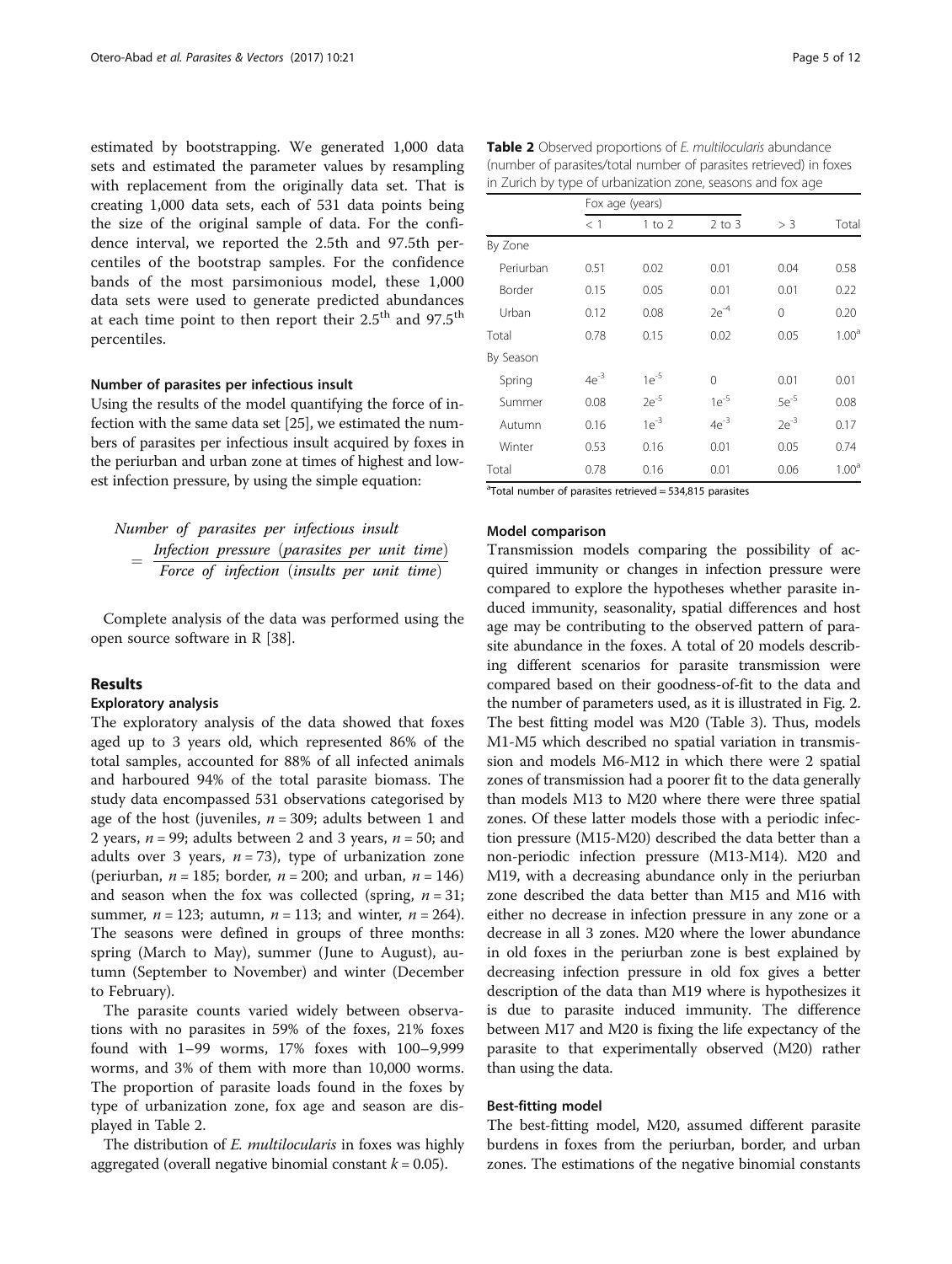estimated by bootstrapping. We generated 1,000 data sets and estimated the parameter values by resampling with replacement from the originally data set. That is creating 1,000 data sets, each of 531 data points being the size of the original sample of data. For the confidence interval, we reported the 2.5th and 97.5th percentiles of the bootstrap samples. For the confidence bands of the most parsimonious model, these 1,000 data sets were used to generate predicted abundances at each time point to then report their 2.5$^{th}$ and 97.5$^{th}$ percentiles.

### Number of parasites per infectious insult

Using the results of the model quantifying the force of infection with the same data set [25], we estimated the numbers of parasites per infectious insult acquired by foxes in the periurban and urban zone at times of highest and lowest infection pressure, by using the simple equation:

$$\textit{Number of parasites per infectious insult} = \frac{\textit{Infection pressure (parasites per unit time)}}{\textit{Force of infection (insults per unit time)}}$$

Complete analysis of the data was performed using the open source software in R [38].

## Results

### Exploratory analysis

The exploratory analysis of the data showed that foxes aged up to 3 years old, which represented 86% of the total samples, accounted for 88% of all infected animals and harboured 94% of the total parasite biomass. The study data encompassed 531 observations categorised by age of the host (juveniles, $n = 309$; adults between 1 and 2 years, $n = 99$; adults between 2 and 3 years, $n = 50$; and adults over 3 years, $n = 73$), type of urbanization zone (periurban, $n = 185$; border, $n = 200$; and urban, $n = 146$) and season when the fox was collected (spring, $n = 31$; summer, $n = 123$; autumn, $n = 113$; and winter, $n = 264$). The seasons were defined in groups of three months: spring (March to May), summer (June to August), autumn (September to November) and winter (December to February).

The parasite counts varied widely between observations with no parasites in 59% of the foxes, 21% foxes found with 1–99 worms, 17% foxes with 100–9,999 worms, and 3% of them with more than 10,000 worms. The proportion of parasite loads found in the foxes by type of urbanization zone, fox age and season are displayed in Table 2.

The distribution of *E. multilocularis* in foxes was highly aggregated (overall negative binomial constant $k = 0.05$).

**Table 2** Observed proportions of *E. multilocularis* abundance (number of parasites/total number of parasites retrieved) in foxes in Zurich by type of urbanization zone, seasons and fox age

| | Fox age (years) | | | | |
|---|---|---|---|---|---|
| | < 1 | 1 to 2 | 2 to 3 | > 3 | Total |
| By Zone | | | | | |
| Periurban | 0.51 | 0.02 | 0.01 | 0.04 | 0.58 |
| Border | 0.15 | 0.05 | 0.01 | 0.01 | 0.22 |
| Urban | 0.12 | 0.08 | $2e^{-4}$ | 0 | 0.20 |
| Total | 0.78 | 0.15 | 0.02 | 0.05 | 1.00[a] |
| By Season | | | | | |
| Spring | $4e^{-3}$ | $1e^{-5}$ | 0 | 0.01 | 0.01 |
| Summer | 0.08 | $2e^{-5}$ | $1e^{-5}$ | $5e^{-5}$ | 0.08 |
| Autumn | 0.16 | $1e^{-3}$ | $4e^{-3}$ | $2e^{-3}$ | 0.17 |
| Winter | 0.53 | 0.16 | 0.01 | 0.05 | 0.74 |
| Total | 0.78 | 0.16 | 0.01 | 0.06 | 1.00[a] |

[a]Total number of parasites retrieved = 534,815 parasites

### Model comparison

Transmission models comparing the possibility of acquired immunity or changes in infection pressure were compared to explore the hypotheses whether parasite induced immunity, seasonality, spatial differences and host age may be contributing to the observed pattern of parasite abundance in the foxes. A total of 20 models describing different scenarios for parasite transmission were compared based on their goodness-of-fit to the data and the number of parameters used, as it is illustrated in Fig. 2. The best fitting model was M20 (Table 3). Thus, models M1-M5 which described no spatial variation in transmission and models M6-M12 in which there were 2 spatial zones of transmission had a poorer fit to the data generally than models M13 to M20 where there were three spatial zones. Of these latter models those with a periodic infection pressure (M15-M20) described the data better than a non-periodic infection pressure (M13-M14). M20 and M19, with a decreasing abundance only in the periurban zone described the data better than M15 and M16 with either no decrease in infection pressure in any zone or a decrease in all 3 zones. M20 where the lower abundance in old foxes in the periurban zone is best explained by decreasing infection pressure in old fox gives a better description of the data than M19 where is hypothesizes it is due to parasite induced immunity. The difference between M17 and M20 is fixing the life expectancy of the parasite to that experimentally observed (M20) rather than using the data.

### Best-fitting model

The best-fitting model, M20, assumed different parasite burdens in foxes from the periurban, border, and urban zones. The estimations of the negative binomial constants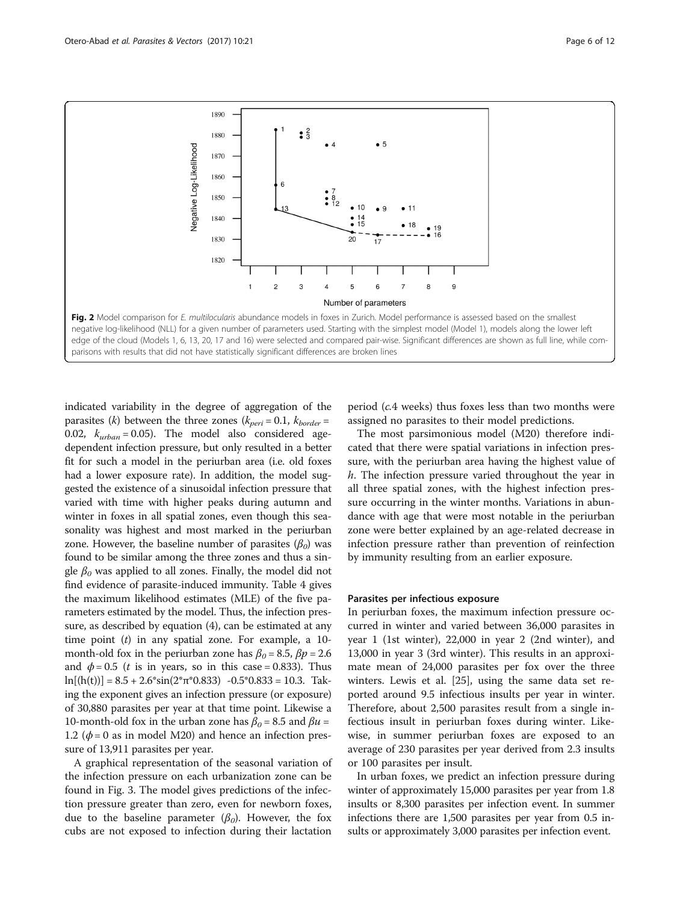Fig. 2 Model comparison for *E. multilocularis* abundance models in foxes in Zurich. Model performance is assessed based on the smallest negative log-likelihood (NLL) for a given number of parameters used. Starting with the simplest model (Model 1), models along the lower left edge of the cloud (Models 1, 6, 13, 20, 17 and 16) were selected and compared pair-wise. Significant differences are shown as full line, while comparisons with results that did not have statistically significant differences are broken lines

indicated variability in the degree of aggregation of the parasites ($k$) between the three zones ($k_{peri}$ = 0.1, $k_{border}$ = 0.02, $k_{urban}$ = 0.05). The model also considered age-dependent infection pressure, but only resulted in a better fit for such a model in the periurban area (i.e. old foxes had a lower exposure rate). In addition, the model suggested the existence of a sinusoidal infection pressure that varied with time with higher peaks during autumn and winter in foxes in all spatial zones, even though this seasonality was highest and most marked in the periurban zone. However, the baseline number of parasites ($\beta_0$) was found to be similar among the three zones and thus a single $\beta_0$ was applied to all zones. Finally, the model did not find evidence of parasite-induced immunity. Table 4 gives the maximum likelihood estimates (MLE) of the five parameters estimated by the model. Thus, the infection pressure, as described by equation (4), can be estimated at any time point ($t$) in any spatial zone. For example, a 10-month-old fox in the periurban zone has $\beta_0 = 8.5$, $\beta p = 2.6$ and $\phi = 0.5$ ($t$ is in years, so in this case = 0.833). Thus $\ln[(h(t))] = 8.5 + 2.6*\sin(2*\pi*0.833) - 0.5*0.833 = 10.3$. Taking the exponent gives an infection pressure (or exposure) of 30,880 parasites per year at that time point. Likewise a 10-month-old fox in the urban zone has $\beta_0 = 8.5$ and $\beta u$ = 1.2 ($\phi = 0$ as in model M20) and hence an infection pressure of 13,911 parasites per year.

A graphical representation of the seasonal variation of the infection pressure on each urbanization zone can be found in Fig. 3. The model gives predictions of the infection pressure greater than zero, even for newborn foxes, due to the baseline parameter ($\beta_0$). However, the fox cubs are not exposed to infection during their lactation period (*c.*4 weeks) thus foxes less than two months were assigned no parasites to their model predictions.

The most parsimonious model (M20) therefore indicated that there were spatial variations in infection pressure, with the periurban area having the highest value of $h$. The infection pressure varied throughout the year in all three spatial zones, with the highest infection pressure occurring in the winter months. Variations in abundance with age that were most notable in the periurban zone were better explained by an age-related decrease in infection pressure rather than prevention of reinfection by immunity resulting from an earlier exposure.

#### Parasites per infectious exposure

In periurban foxes, the maximum infection pressure occurred in winter and varied between 36,000 parasites in year 1 (1st winter), 22,000 in year 2 (2nd winter), and 13,000 in year 3 (3rd winter). This results in an approximate mean of 24,000 parasites per fox over the three winters. Lewis et al. [25], using the same data set reported around 9.5 infectious insults per year in winter. Therefore, about 2,500 parasites result from a single infectious insult in periurban foxes during winter. Likewise, in summer periurban foxes are exposed to an average of 230 parasites per year derived from 2.3 insults or 100 parasites per insult.

In urban foxes, we predict an infection pressure during winter of approximately 15,000 parasites per year from 1.8 insults or 8,300 parasites per infection event. In summer infections there are 1,500 parasites per year from 0.5 insults or approximately 3,000 parasites per infection event.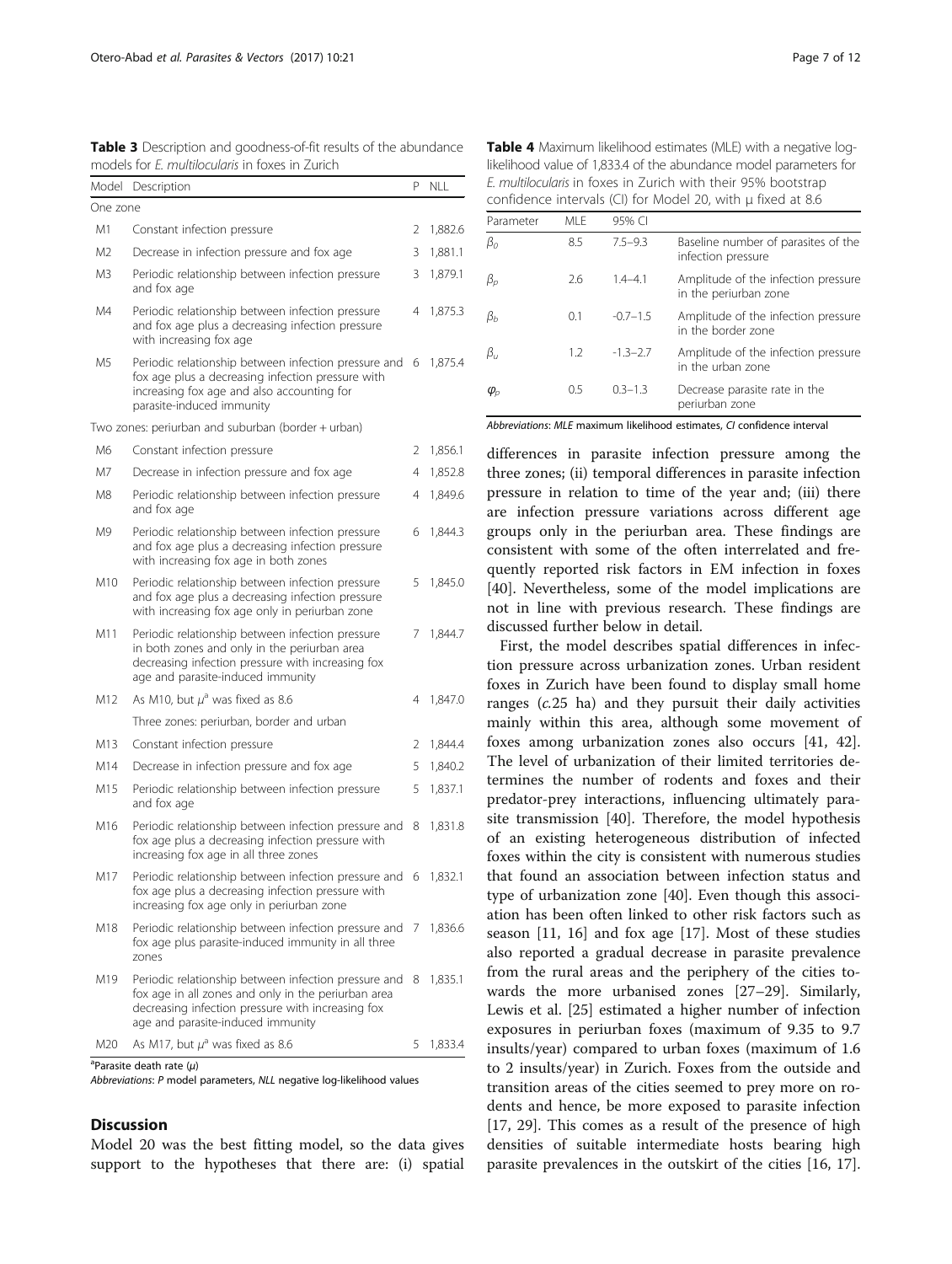**Table 3** Description and goodness-of-fit results of the abundance models for *E. multilocularis* in foxes in Zurich

| Model | Description | P | NLL |
|---|---|---|---|
| One zone | | | |
| M1 | Constant infection pressure | 2 | 1,882.6 |
| M2 | Decrease in infection pressure and fox age | 3 | 1,881.1 |
| M3 | Periodic relationship between infection pressure and fox age | 3 | 1,879.1 |
| M4 | Periodic relationship between infection pressure and fox age plus a decreasing infection pressure with increasing fox age | 4 | 1,875.3 |
| M5 | Periodic relationship between infection pressure and fox age plus a decreasing infection pressure with increasing fox age and also accounting for parasite-induced immunity | 6 | 1,875.4 |
| Two zones: periurban and suburban (border + urban) | | | |
| M6 | Constant infection pressure | 2 | 1,856.1 |
| M7 | Decrease in infection pressure and fox age | 4 | 1,852.8 |
| M8 | Periodic relationship between infection pressure and fox age | 4 | 1,849.6 |
| M9 | Periodic relationship between infection pressure and fox age plus a decreasing infection pressure with increasing fox age in both zones | 6 | 1,844.3 |
| M10 | Periodic relationship between infection pressure and fox age plus a decreasing infection pressure with increasing fox age only in periurban zone | 5 | 1,845.0 |
| M11 | Periodic relationship between infection pressure in both zones and only in the periurban area decreasing infection pressure with increasing fox age and parasite-induced immunity | 7 | 1,844.7 |
| M12 | As M10, but $\mu^a$ was fixed as 8.6 | 4 | 1,847.0 |
| | Three zones: periurban, border and urban | | |
| M13 | Constant infection pressure | 2 | 1,844.4 |
| M14 | Decrease in infection pressure and fox age | 5 | 1,840.2 |
| M15 | Periodic relationship between infection pressure and fox age | 5 | 1,837.1 |
| M16 | Periodic relationship between infection pressure and fox age plus a decreasing infection pressure with increasing fox age in all three zones | 8 | 1,831.8 |
| M17 | Periodic relationship between infection pressure and fox age plus a decreasing infection pressure with increasing fox age only in periurban zone | 6 | 1,832.1 |
| M18 | Periodic relationship between infection pressure and fox age plus parasite-induced immunity in all three zones | 7 | 1,836.6 |
| M19 | Periodic relationship between infection pressure and fox age in all zones and only in the periurban area decreasing infection pressure with increasing fox age and parasite-induced immunity | 8 | 1,835.1 |
| M20 | As M17, but $\mu^a$ was fixed as 8.6 | 5 | 1,833.4 |

[a]Parasite death rate ($\mu$)

*Abbreviations*: *P* model parameters, *NLL* negative log-likelihood values

**Table 4** Maximum likelihood estimates (MLE) with a negative log-likelihood value of 1,833.4 of the abundance model parameters for *E. multilocularis* in foxes in Zurich with their 95% bootstrap confidence intervals (CI) for Model 20, with μ fixed at 8.6

| Parameter | MLE | 95% CI | |
|---|---|---|---|
| $\beta_0$ | 8.5 | 7.5–9.3 | Baseline number of parasites of the infection pressure |
| $\beta_p$ | 2.6 | 1.4–4.1 | Amplitude of the infection pressure in the periurban zone |
| $\beta_b$ | 0.1 | -0.7–1.5 | Amplitude of the infection pressure in the border zone |
| $\beta_u$ | 1.2 | -1.3–2.7 | Amplitude of the infection pressure in the urban zone |
| $\varphi_p$ | 0.5 | 0.3–1.3 | Decrease parasite rate in the periurban zone |

*Abbreviations*: *MLE* maximum likelihood estimates, *CI* confidence interval

## Discussion

Model 20 was the best fitting model, so the data gives support to the hypotheses that there are: (i) spatial differences in parasite infection pressure among the three zones; (ii) temporal differences in parasite infection pressure in relation to time of the year and; (iii) there are infection pressure variations across different age groups only in the periurban area. These findings are consistent with some of the often interrelated and frequently reported risk factors in EM infection in foxes [40]. Nevertheless, some of the model implications are not in line with previous research. These findings are discussed further below in detail.

First, the model describes spatial differences in infection pressure across urbanization zones. Urban resident foxes in Zurich have been found to display small home ranges (*c.*25 ha) and they pursuit their daily activities mainly within this area, although some movement of foxes among urbanization zones also occurs [41, 42]. The level of urbanization of their limited territories determines the number of rodents and foxes and their predator-prey interactions, influencing ultimately parasite transmission [40]. Therefore, the model hypothesis of an existing heterogeneous distribution of infected foxes within the city is consistent with numerous studies that found an association between infection status and type of urbanization zone [40]. Even though this association has been often linked to other risk factors such as season [11, 16] and fox age [17]. Most of these studies also reported a gradual decrease in parasite prevalence from the rural areas and the periphery of the cities towards the more urbanised zones [27–29]. Similarly, Lewis et al. [25] estimated a higher number of infection exposures in periurban foxes (maximum of 9.35 to 9.7 insults/year) compared to urban foxes (maximum of 1.6 to 2 insults/year) in Zurich. Foxes from the outside and transition areas of the cities seemed to prey more on rodents and hence, be more exposed to parasite infection [17, 29]. This comes as a result of the presence of high densities of suitable intermediate hosts bearing high parasite prevalences in the outskirt of the cities [16, 17].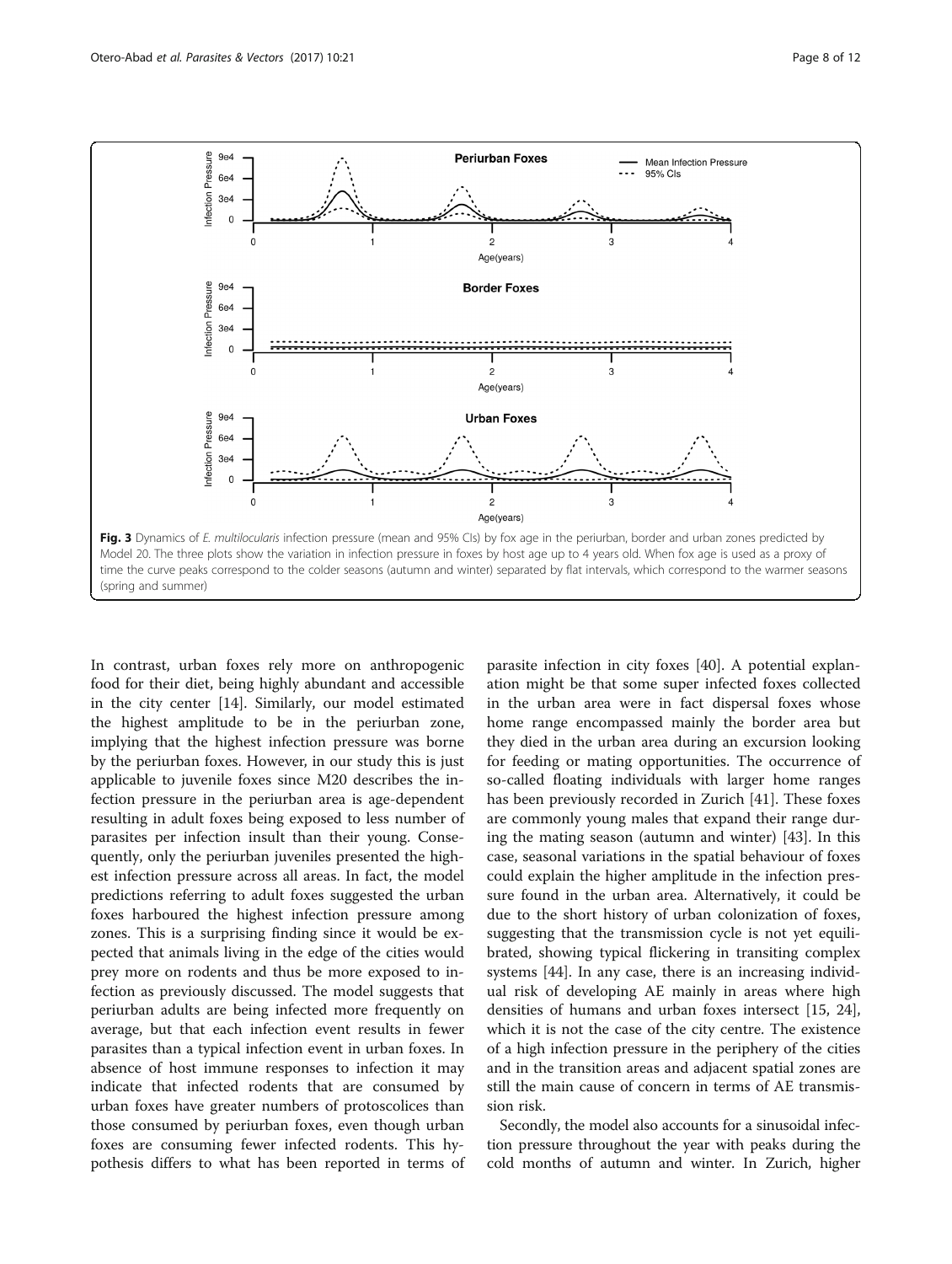Fig. 3 Dynamics of *E. multilocularis* infection pressure (mean and 95% CIs) by fox age in the periurban, border and urban zones predicted by Model 20. The three plots show the variation in infection pressure in foxes by host age up to 4 years old. When fox age is used as a proxy of time the curve peaks correspond to the colder seasons (autumn and winter) separated by flat intervals, which correspond to the warmer seasons (spring and summer)

In contrast, urban foxes rely more on anthropogenic food for their diet, being highly abundant and accessible in the city center [14]. Similarly, our model estimated the highest amplitude to be in the periurban zone, implying that the highest infection pressure was borne by the periurban foxes. However, in our study this is just applicable to juvenile foxes since M20 describes the infection pressure in the periurban area is age-dependent resulting in adult foxes being exposed to less number of parasites per infection insult than their young. Consequently, only the periurban juveniles presented the highest infection pressure across all areas. In fact, the model predictions referring to adult foxes suggested the urban foxes harboured the highest infection pressure among zones. This is a surprising finding since it would be expected that animals living in the edge of the cities would prey more on rodents and thus be more exposed to infection as previously discussed. The model suggests that periurban adults are being infected more frequently on average, but that each infection event results in fewer parasites than a typical infection event in urban foxes. In absence of host immune responses to infection it may indicate that infected rodents that are consumed by urban foxes have greater numbers of protoscolices than those consumed by periurban foxes, even though urban foxes are consuming fewer infected rodents. This hypothesis differs to what has been reported in terms of parasite infection in city foxes [40]. A potential explanation might be that some super infected foxes collected in the urban area were in fact dispersal foxes whose home range encompassed mainly the border area but they died in the urban area during an excursion looking for feeding or mating opportunities. The occurrence of so-called floating individuals with larger home ranges has been previously recorded in Zurich [41]. These foxes are commonly young males that expand their range during the mating season (autumn and winter) [43]. In this case, seasonal variations in the spatial behaviour of foxes could explain the higher amplitude in the infection pressure found in the urban area. Alternatively, it could be due to the short history of urban colonization of foxes, suggesting that the transmission cycle is not yet equilibrated, showing typical flickering in transiting complex systems [44]. In any case, there is an increasing individual risk of developing AE mainly in areas where high densities of humans and urban foxes intersect [15, 24], which it is not the case of the city centre. The existence of a high infection pressure in the periphery of the cities and in the transition areas and adjacent spatial zones are still the main cause of concern in terms of AE transmission risk.

Secondly, the model also accounts for a sinusoidal infection pressure throughout the year with peaks during the cold months of autumn and winter. In Zurich, higher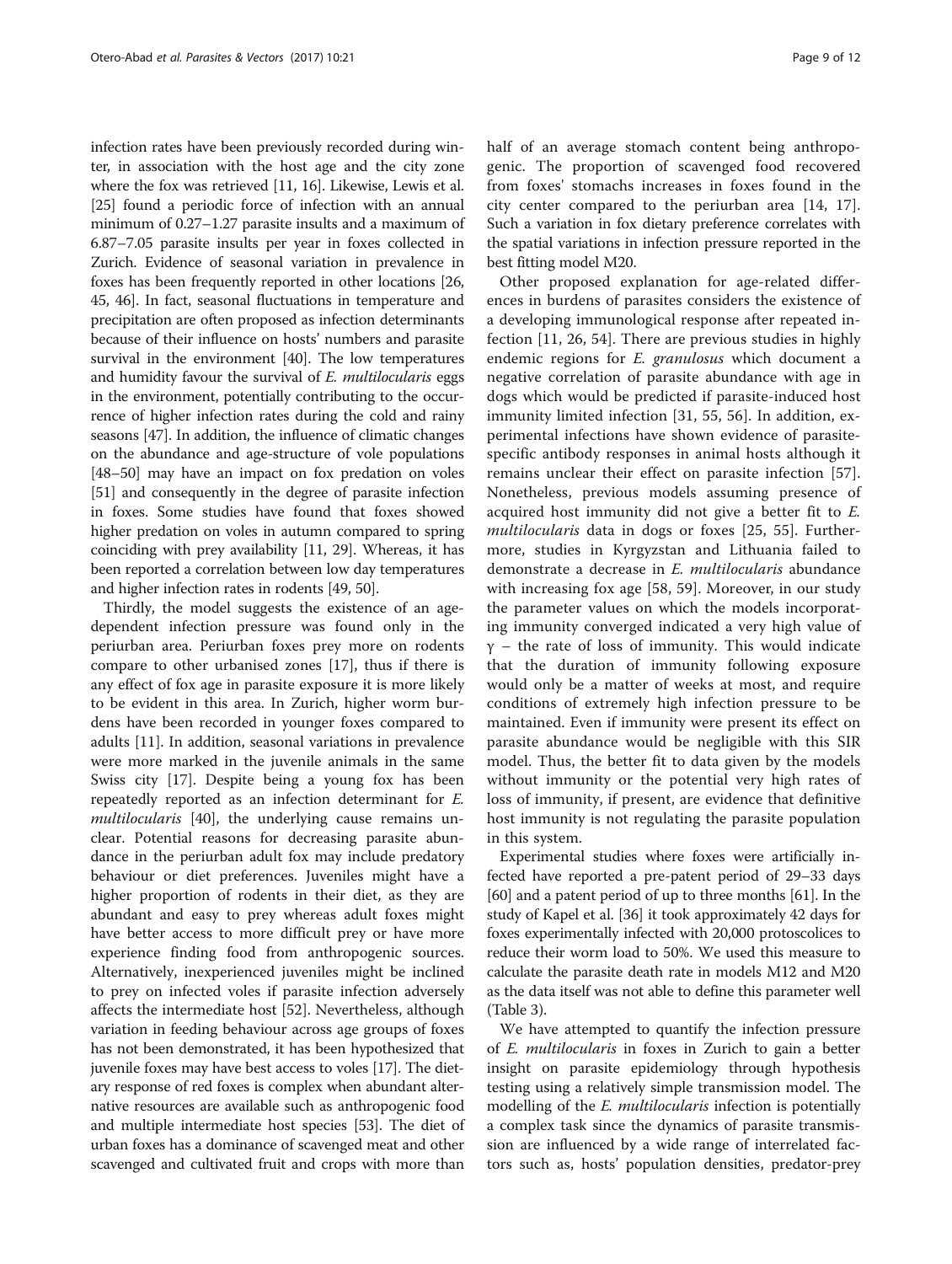infection rates have been previously recorded during winter, in association with the host age and the city zone where the fox was retrieved [11, 16]. Likewise, Lewis et al. [25] found a periodic force of infection with an annual minimum of 0.27–1.27 parasite insults and a maximum of 6.87–7.05 parasite insults per year in foxes collected in Zurich. Evidence of seasonal variation in prevalence in foxes has been frequently reported in other locations [26, 45, 46]. In fact, seasonal fluctuations in temperature and precipitation are often proposed as infection determinants because of their influence on hosts' numbers and parasite survival in the environment [40]. The low temperatures and humidity favour the survival of *E. multilocularis* eggs in the environment, potentially contributing to the occurrence of higher infection rates during the cold and rainy seasons [47]. In addition, the influence of climatic changes on the abundance and age-structure of vole populations [48–50] may have an impact on fox predation on voles [51] and consequently in the degree of parasite infection in foxes. Some studies have found that foxes showed higher predation on voles in autumn compared to spring coinciding with prey availability [11, 29]. Whereas, it has been reported a correlation between low day temperatures and higher infection rates in rodents [49, 50].

Thirdly, the model suggests the existence of an age-dependent infection pressure was found only in the periurban area. Periurban foxes prey more on rodents compare to other urbanised zones [17], thus if there is any effect of fox age in parasite exposure it is more likely to be evident in this area. In Zurich, higher worm burdens have been recorded in younger foxes compared to adults [11]. In addition, seasonal variations in prevalence were more marked in the juvenile animals in the same Swiss city [17]. Despite being a young fox has been repeatedly reported as an infection determinant for *E. multilocularis* [40], the underlying cause remains unclear. Potential reasons for decreasing parasite abundance in the periurban adult fox may include predatory behaviour or diet preferences. Juveniles might have a higher proportion of rodents in their diet, as they are abundant and easy to prey whereas adult foxes might have better access to more difficult prey or have more experience finding food from anthropogenic sources. Alternatively, inexperienced juveniles might be inclined to prey on infected voles if parasite infection adversely affects the intermediate host [52]. Nevertheless, although variation in feeding behaviour across age groups of foxes has not been demonstrated, it has been hypothesized that juvenile foxes may have best access to voles [17]. The dietary response of red foxes is complex when abundant alternative resources are available such as anthropogenic food and multiple intermediate host species [53]. The diet of urban foxes has a dominance of scavenged meat and other scavenged and cultivated fruit and crops with more than half of an average stomach content being anthropogenic. The proportion of scavenged food recovered from foxes' stomachs increases in foxes found in the city center compared to the periurban area [14, 17]. Such a variation in fox dietary preference correlates with the spatial variations in infection pressure reported in the best fitting model M20.

Other proposed explanation for age-related differences in burdens of parasites considers the existence of a developing immunological response after repeated infection [11, 26, 54]. There are previous studies in highly endemic regions for *E. granulosus* which document a negative correlation of parasite abundance with age in dogs which would be predicted if parasite-induced host immunity limited infection [31, 55, 56]. In addition, experimental infections have shown evidence of parasite-specific antibody responses in animal hosts although it remains unclear their effect on parasite infection [57]. Nonetheless, previous models assuming presence of acquired host immunity did not give a better fit to *E. multilocularis* data in dogs or foxes [25, 55]. Furthermore, studies in Kyrgyzstan and Lithuania failed to demonstrate a decrease in *E. multilocularis* abundance with increasing fox age [58, 59]. Moreover, in our study the parameter values on which the models incorporating immunity converged indicated a very high value of $\gamma$ – the rate of loss of immunity. This would indicate that the duration of immunity following exposure would only be a matter of weeks at most, and require conditions of extremely high infection pressure to be maintained. Even if immunity were present its effect on parasite abundance would be negligible with this SIR model. Thus, the better fit to data given by the models without immunity or the potential very high rates of loss of immunity, if present, are evidence that definitive host immunity is not regulating the parasite population in this system.

Experimental studies where foxes were artificially infected have reported a pre-patent period of 29–33 days [60] and a patent period of up to three months [61]. In the study of Kapel et al. [36] it took approximately 42 days for foxes experimentally infected with 20,000 protoscolices to reduce their worm load to 50%. We used this measure to calculate the parasite death rate in models M12 and M20 as the data itself was not able to define this parameter well (Table 3).

We have attempted to quantify the infection pressure of *E. multilocularis* in foxes in Zurich to gain a better insight on parasite epidemiology through hypothesis testing using a relatively simple transmission model. The modelling of the *E. multilocularis* infection is potentially a complex task since the dynamics of parasite transmission are influenced by a wide range of interrelated factors such as, hosts' population densities, predator-prey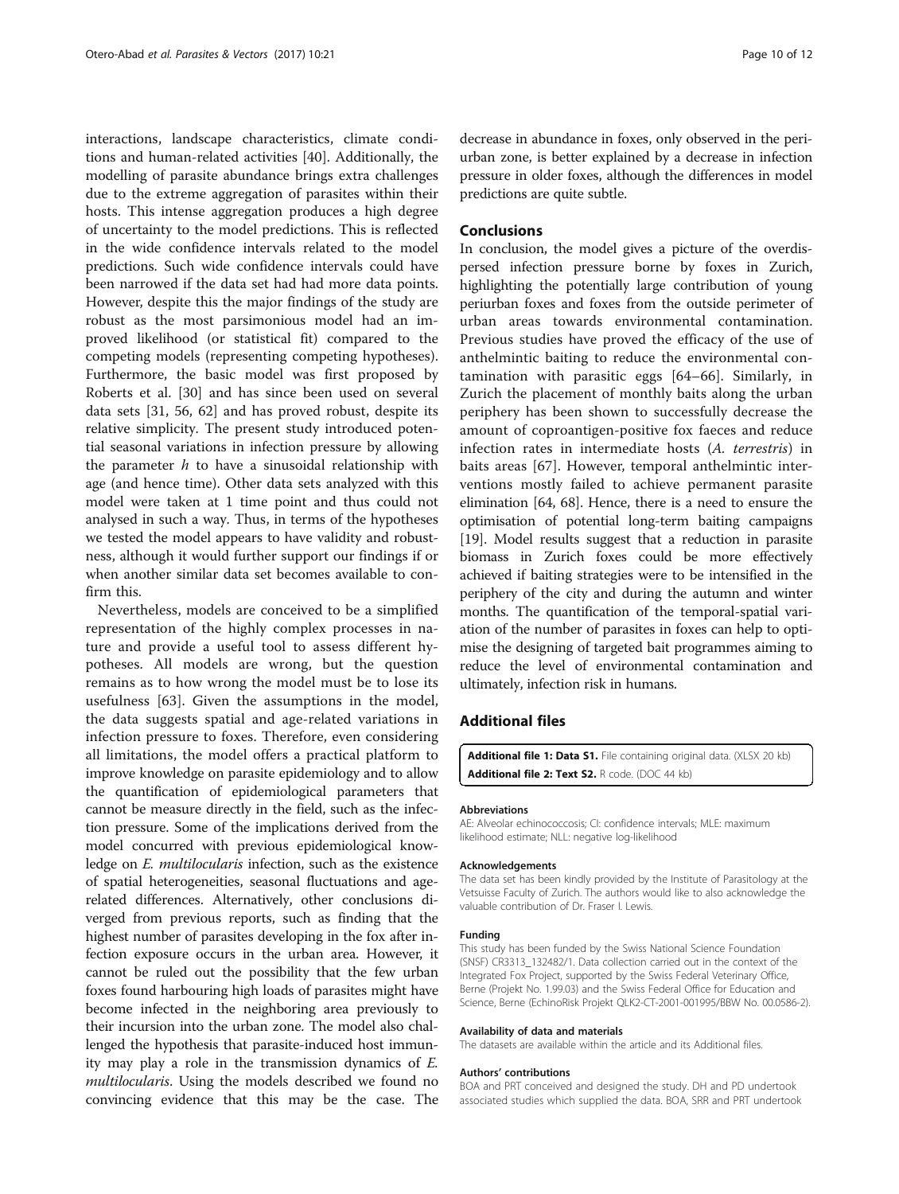interactions, landscape characteristics, climate conditions and human-related activities [40]. Additionally, the modelling of parasite abundance brings extra challenges due to the extreme aggregation of parasites within their hosts. This intense aggregation produces a high degree of uncertainty to the model predictions. This is reflected in the wide confidence intervals related to the model predictions. Such wide confidence intervals could have been narrowed if the data set had had more data points. However, despite this the major findings of the study are robust as the most parsimonious model had an improved likelihood (or statistical fit) compared to the competing models (representing competing hypotheses). Furthermore, the basic model was first proposed by Roberts et al. [30] and has since been used on several data sets [31, 56, 62] and has proved robust, despite its relative simplicity. The present study introduced potential seasonal variations in infection pressure by allowing the parameter $h$ to have a sinusoidal relationship with age (and hence time). Other data sets analyzed with this model were taken at 1 time point and thus could not analysed in such a way. Thus, in terms of the hypotheses we tested the model appears to have validity and robustness, although it would further support our findings if or when another similar data set becomes available to confirm this.

Nevertheless, models are conceived to be a simplified representation of the highly complex processes in nature and provide a useful tool to assess different hypotheses. All models are wrong, but the question remains as to how wrong the model must be to lose its usefulness [63]. Given the assumptions in the model, the data suggests spatial and age-related variations in infection pressure to foxes. Therefore, even considering all limitations, the model offers a practical platform to improve knowledge on parasite epidemiology and to allow the quantification of epidemiological parameters that cannot be measure directly in the field, such as the infection pressure. Some of the implications derived from the model concurred with previous epidemiological knowledge on *E. multilocularis* infection, such as the existence of spatial heterogeneities, seasonal fluctuations and age-related differences. Alternatively, other conclusions diverged from previous reports, such as finding that the highest number of parasites developing in the fox after infection exposure occurs in the urban area. However, it cannot be ruled out the possibility that the few urban foxes found harbouring high loads of parasites might have become infected in the neighboring area previously to their incursion into the urban zone. The model also challenged the hypothesis that parasite-induced host immunity may play a role in the transmission dynamics of *E. multilocularis*. Using the models described we found no convincing evidence that this may be the case. The decrease in abundance in foxes, only observed in the periurban zone, is better explained by a decrease in infection pressure in older foxes, although the differences in model predictions are quite subtle.

## Conclusions

In conclusion, the model gives a picture of the overdispersed infection pressure borne by foxes in Zurich, highlighting the potentially large contribution of young periurban foxes and foxes from the outside perimeter of urban areas towards environmental contamination. Previous studies have proved the efficacy of the use of anthelmintic baiting to reduce the environmental contamination with parasitic eggs [64–66]. Similarly, in Zurich the placement of monthly baits along the urban periphery has been shown to successfully decrease the amount of coproantigen-positive fox faeces and reduce infection rates in intermediate hosts (*A. terrestris*) in baits areas [67]. However, temporal anthelmintic interventions mostly failed to achieve permanent parasite elimination [64, 68]. Hence, there is a need to ensure the optimisation of potential long-term baiting campaigns [19]. Model results suggest that a reduction in parasite biomass in Zurich foxes could be more effectively achieved if baiting strategies were to be intensified in the periphery of the city and during the autumn and winter months. The quantification of the temporal-spatial variation of the number of parasites in foxes can help to optimise the designing of targeted bait programmes aiming to reduce the level of environmental contamination and ultimately, infection risk in humans.

## Additional files

**Additional file 1: Data S1.** File containing original data. (XLSX 20 kb)
**Additional file 2: Text S2.** R code. (DOC 44 kb)

#### Abbreviations

AE: Alveolar echinococcosis; CI: confidence intervals; MLE: maximum likelihood estimate; NLL: negative log-likelihood

#### Acknowledgements

The data set has been kindly provided by the Institute of Parasitology at the Vetsuisse Faculty of Zurich. The authors would like to also acknowledge the valuable contribution of Dr. Fraser I. Lewis.

#### Funding

This study has been funded by the Swiss National Science Foundation (SNSF) CR3313_132482/1. Data collection carried out in the context of the Integrated Fox Project, supported by the Swiss Federal Veterinary Office, Berne (Projekt No. 1.99.03) and the Swiss Federal Office for Education and Science, Berne (EchinoRisk Projekt QLK2-CT-2001-001995/BBW No. 00.0586-2).

#### Availability of data and materials

The datasets are available within the article and its Additional files.

#### Authors' contributions

BOA and PRT conceived and designed the study. DH and PD undertook associated studies which supplied the data. BOA, SRR and PRT undertook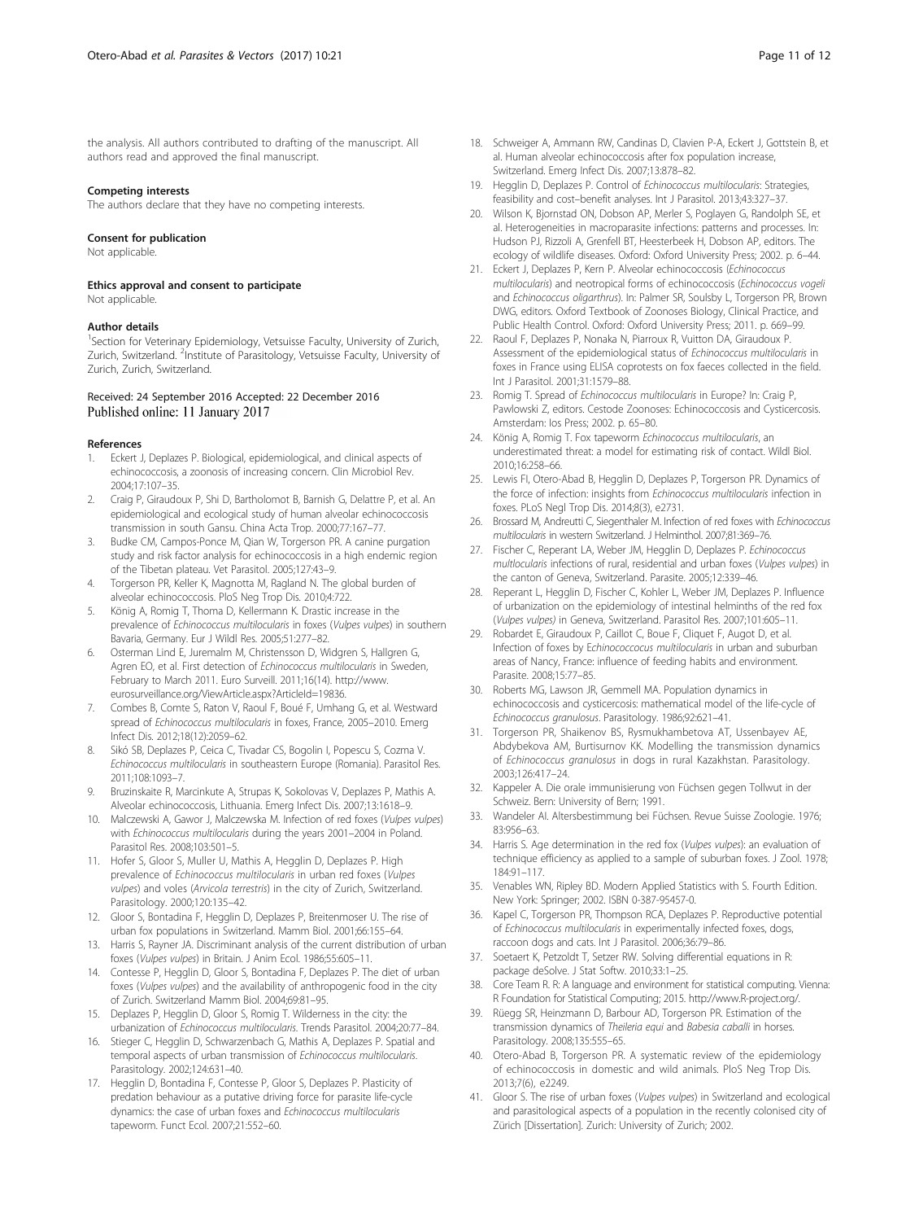the analysis. All authors contributed to drafting of the manuscript. All authors read and approved the final manuscript.

### Competing interests

The authors declare that they have no competing interests.

### Consent for publication

Not applicable.

### Ethics approval and consent to participate

Not applicable.

### Author details

[1]Section for Veterinary Epidemiology, Vetsuisse Faculty, University of Zurich, Zurich, Switzerland. [2]Institute of Parasitology, Vetsuisse Faculty, University of Zurich, Zurich, Switzerland.

Received: 24 September 2016 Accepted: 22 December 2016
Published online: 11 January 2017

### References

1. Eckert J, Deplazes P. Biological, epidemiological, and clinical aspects of echinococcosis, a zoonosis of increasing concern. Clin Microbiol Rev. 2004;17:107–35.
2. Craig P, Giraudoux P, Shi D, Bartholomot B, Barnish G, Delattre P, et al. An epidemiological and ecological study of human alveolar echinococcosis transmission in south Gansu. China Acta Trop. 2000;77:167–77.
3. Budke CM, Campos-Ponce M, Qian W, Torgerson PR. A canine purgation study and risk factor analysis for echinococcosis in a high endemic region of the Tibetan plateau. Vet Parasitol. 2005;127:43–9.
4. Torgerson PR, Keller K, Magnotta M, Ragland N. The global burden of alveolar echinococcosis. PloS Neg Trop Dis. 2010;4:722.
5. König A, Romig T, Thoma D, Kellermann K. Drastic increase in the prevalence of *Echinococcus multilocularis* in foxes (*Vulpes vulpes*) in southern Bavaria, Germany. Eur J Wildl Res. 2005;51:277–82.
6. Osterman Lind E, Juremalm M, Christensson D, Widgren S, Hallgren G, Agren EO, et al. First detection of *Echinococcus multilocularis* in Sweden, February to March 2011. Euro Surveill. 2011;16(14). http://www.eurosurveillance.org/ViewArticle.aspx?ArticleId=19836.
7. Combes B, Comte S, Raton V, Raoul F, Boué F, Umhang G, et al. Westward spread of *Echinococcus multilocularis* in foxes, France, 2005–2010. Emerg Infect Dis. 2012;18(12):2059–62.
8. Sikó SB, Deplazes P, Ceica C, Tivadar CS, Bogolin I, Popescu S, Cozma V. *Echinococcus multilocularis* in southeastern Europe (Romania). Parasitol Res. 2011;108:1093–7.
9. Bruzinskaite R, Marcinkute A, Strupas K, Sokolovas V, Deplazes P, Mathis A. Alveolar echinococcosis, Lithuania. Emerg Infect Dis. 2007;13:1618–9.
10. Malczewski A, Gawor J, Malczewska M. Infection of red foxes (*Vulpes vulpes*) with *Echinococcus multilocularis* during the years 2001–2004 in Poland. Parasitol Res. 2008;103:501–5.
11. Hofer S, Gloor S, Muller U, Mathis A, Hegglin D, Deplazes P. High prevalence of *Echinococcus multilocularis* in urban red foxes (*Vulpes vulpes*) and voles (*Arvicola terrestris*) in the city of Zurich, Switzerland. Parasitology. 2000;120:135–42.
12. Gloor S, Bontadina F, Hegglin D, Deplazes P, Breitenmoser U. The rise of urban fox populations in Switzerland. Mamm Biol. 2001;66:155–64.
13. Harris S, Rayner JA. Discriminant analysis of the current distribution of urban foxes (*Vulpes vulpes*) in Britain. J Anim Ecol. 1986;55:605–11.
14. Contesse P, Hegglin D, Gloor S, Bontadina F, Deplazes P. The diet of urban foxes (*Vulpes vulpes*) and the availability of anthropogenic food in the city of Zurich. Switzerland Mamm Biol. 2004;69:81–95.
15. Deplazes P, Hegglin D, Gloor S, Romig T. Wilderness in the city: the urbanization of *Echinococcus multilocularis*. Trends Parasitol. 2004;20:77–84.
16. Stieger C, Hegglin D, Schwarzenbach G, Mathis A, Deplazes P. Spatial and temporal aspects of urban transmission of *Echinococcus multilocularis*. Parasitology. 2002;124:631–40.
17. Hegglin D, Bontadina F, Contesse P, Gloor S, Deplazes P. Plasticity of predation behaviour as a putative driving force for parasite life-cycle dynamics: the case of urban foxes and *Echinococcus multilocularis* tapeworm. Funct Ecol. 2007;21:552–60.
18. Schweiger A, Ammann RW, Candinas D, Clavien P-A, Eckert J, Gottstein B, et al. Human alveolar echinococcosis after fox population increase, Switzerland. Emerg Infect Dis. 2007;13:878–82.
19. Hegglin D, Deplazes P. Control of *Echinococcus multilocularis*: Strategies, feasibility and cost–benefit analyses. Int J Parasitol. 2013;43:327–37.
20. Wilson K, Bjornstad ON, Dobson AP, Merler S, Poglayen G, Randolph SE, et al. Heterogeneities in macroparasite infections: patterns and processes. In: Hudson PJ, Rizzoli A, Grenfell BT, Heesterbeek H, Dobson AP, editors. The ecology of wildlife diseases. Oxford: Oxford University Press; 2002. p. 6–44.
21. Eckert J, Deplazes P, Kern P. Alveolar echinococcosis (*Echinococcus multilocularis*) and neotropical forms of echinococcosis (*Echinococcus vogeli* and *Echinococcus oligarthrus*). In: Palmer SR, Soulsby L, Torgerson PR, Brown DWG, editors. Oxford Textbook of Zoonoses Biology, Clinical Practice, and Public Health Control. Oxford: Oxford University Press; 2011. p. 669–99.
22. Raoul F, Deplazes P, Nonaka N, Piarroux R, Vuitton DA, Giraudoux P. Assessment of the epidemiological status of *Echinococcus multilocularis* in foxes in France using ELISA coprotests on fox faeces collected in the field. Int J Parasitol. 2001;31:1579–88.
23. Romig T. Spread of *Echinococcus multilocularis* in Europe? In: Craig P, Pawlowski Z, editors. Cestode Zoonoses: Echinococcosis and Cysticercosis. Amsterdam: Ios Press; 2002. p. 65–80.
24. König A, Romig T. Fox tapeworm *Echinococcus multilocularis*, an underestimated threat: a model for estimating risk of contact. Wildl Biol. 2010;16:258–66.
25. Lewis FI, Otero-Abad B, Hegglin D, Deplazes P, Torgerson PR. Dynamics of the force of infection: insights from *Echinococcus multilocularis* infection in foxes. PLoS Negl Trop Dis. 2014;8(3), e2731.
26. Brossard M, Andreutti C, Siegenthaler M. Infection of red foxes with *Echinococcus multilocularis* in western Switzerland. J Helminthol. 2007;81:369–76.
27. Fischer C, Reperant LA, Weber JM, Hegglin D, Deplazes P. *Echinococcus multilocularis* infections of rural, residential and urban foxes (*Vulpes vulpes*) in the canton of Geneva, Switzerland. Parasite. 2005;12:339–46.
28. Reperant L, Hegglin D, Fischer C, Kohler L, Weber JM, Deplazes P. Influence of urbanization on the epidemiology of intestinal helminths of the red fox (*Vulpes vulpes*) in Geneva, Switzerland. Parasitol Res. 2007;101:605–11.
29. Robardet E, Giraudoux P, Caillot C, Boue F, Cliquet F, Augot D, et al. Infection of foxes by *Echinococcocus multilocularis* in urban and suburban areas of Nancy, France: influence of feeding habits and environment. Parasite. 2008;15:77–85.
30. Roberts MG, Lawson JR, Gemmell MA. Population dynamics in echinococcosis and cysticercosis: mathematical model of the life-cycle of *Echinococcus granulosus*. Parasitology. 1986;92:621–41.
31. Torgerson PR, Shaikenov BS, Rysmukhambetova AT, Ussenbayev AE, Abdybekova AM, Burtisurnov KK. Modelling the transmission dynamics of *Echinococcus granulosus* in dogs in rural Kazakhstan. Parasitology. 2003;126:417–24.
32. Kappeler A. Die orale immunisierung von Füchsen gegen Tollwut in der Schweiz. Bern: University of Bern; 1991.
33. Wandeler AI. Altersbestimmung bei Füchsen. Revue Suisse Zoologie. 1976; 83:956–63.
34. Harris S. Age determination in the red fox (*Vulpes vulpes*): an evaluation of technique efficiency as applied to a sample of suburban foxes. J Zool. 1978; 184:91–117.
35. Venables WN, Ripley BD. Modern Applied Statistics with S. Fourth Edition. New York: Springer; 2002. ISBN 0-387-95457-0.
36. Kapel C, Torgerson PR, Thompson RCA, Deplazes P. Reproductive potential of *Echinococcus multilocularis* in experimentally infected foxes, dogs, raccoon dogs and cats. Int J Parasitol. 2006;36:79–86.
37. Soetaert K, Petzoldt T, Setzer RW. Solving differential equations in R: package deSolve. J Stat Softw. 2010;33:1–25.
38. Core Team R. R: A language and environment for statistical computing. Vienna: R Foundation for Statistical Computing; 2015. http://www.R-project.org/.
39. Rüegg SR, Heinzmann D, Barbour AD, Torgerson PR. Estimation of the transmission dynamics of *Theileria equi* and *Babesia caballi* in horses. Parasitology. 2008;135:555–65.
40. Otero-Abad B, Torgerson PR. A systematic review of the epidemiology of echinococcosis in domestic and wild animals. PloS Neg Trop Dis. 2013;7(6), e2249.
41. Gloor S. The rise of urban foxes (*Vulpes vulpes*) in Switzerland and ecological and parasitological aspects of a population in the recently colonised city of Zürich [Dissertation]. Zurich: University of Zurich; 2002.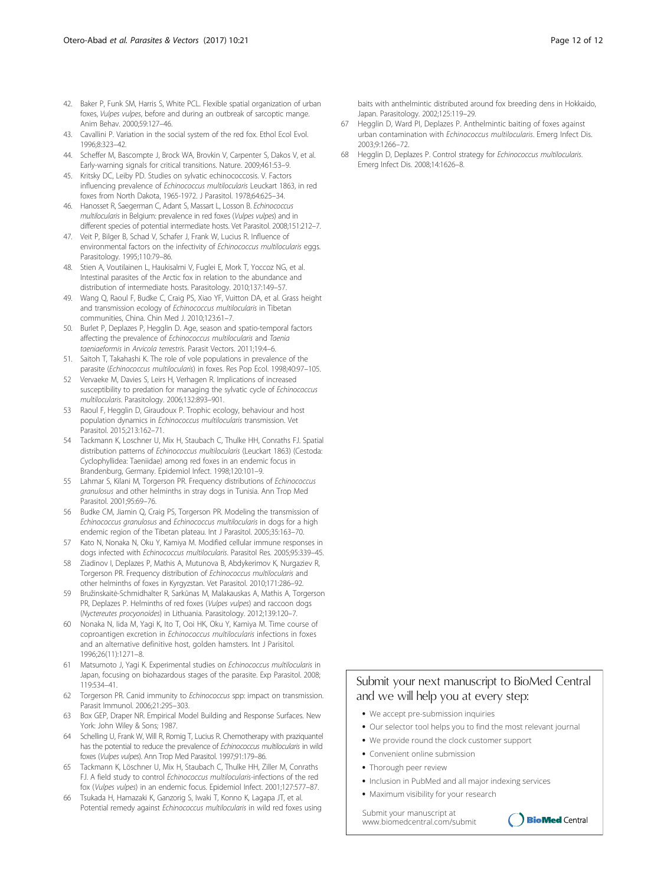42. Baker P, Funk SM, Harris S, White PCL. Flexible spatial organization of urban foxes, *Vulpes vulpes*, before and during an outbreak of sarcoptic mange. Anim Behav. 2000;59:127–46.
43. Cavallini P. Variation in the social system of the red fox. Ethol Ecol Evol. 1996;8:323–42.
44. Scheffer M, Bascompte J, Brock WA, Brovkin V, Carpenter S, Dakos V, et al. Early-warning signals for critical transitions. Nature. 2009;461:53–9.
45. Kritsky DC, Leiby PD. Studies on sylvatic echinococcosis. V. Factors influencing prevalence of *Echinococcus multilocularis* Leuckart 1863, in red foxes from North Dakota, 1965-1972. J Parasitol. 1978;64:625–34.
46. Hanosset R, Saegerman C, Adant S, Massart L, Losson B. *Echinococcus multilocularis* in Belgium: prevalence in red foxes (*Vulpes vulpes*) and in different species of potential intermediate hosts. Vet Parasitol. 2008;151:212–7.
47. Veit P, Bilger B, Schad V, Schafer J, Frank W, Lucius R. Influence of environmental factors on the infectivity of *Echinococcus multilocularis* eggs. Parasitology. 1995;110:79–86.
48. Stien A, Voutilainen L, Haukisalmi V, Fuglei E, Mork T, Yoccoz NG, et al. Intestinal parasites of the Arctic fox in relation to the abundance and distribution of intermediate hosts. Parasitology. 2010;137:149–57.
49. Wang Q, Raoul F, Budke C, Craig PS, Xiao YF, Vuitton DA, et al. Grass height and transmission ecology of *Echinococcus multilocularis* in Tibetan communities, China. Chin Med J. 2010;123:61–7.
50. Burlet P, Deplazes P, Hegglin D. Age, season and spatio-temporal factors affecting the prevalence of *Echinococcus multilocularis* and *Taenia taeniaeformis* in *Arvicola terrestris*. Parasit Vectors. 2011;19:4–6.
51. Saitoh T, Takahashi K. The role of vole populations in prevalence of the parasite (*Echinococcus multilocularis*) in foxes. Res Pop Ecol. 1998;40:97–105.
52 Vervaeke M, Davies S, Leirs H, Verhagen R. Implications of increased susceptibility to predation for managing the sylvatic cycle of *Echinococcus multilocularis*. Parasitology. 2006;132:893–901.
53 Raoul F, Hegglin D, Giraudoux P. Trophic ecology, behaviour and host population dynamics in *Echinococcus multilocularis* transmission. Vet Parasitol. 2015;213:162–71.
54 Tackmann K, Loschner U, Mix H, Staubach C, Thulke HH, Conraths FJ. Spatial distribution patterns of *Echinococcus multilocularis* (Leuckart 1863) (Cestoda: Cyclophyllidea: Taeniidae) among red foxes in an endemic focus in Brandenburg, Germany. Epidemiol Infect. 1998;120:101–9.
55 Lahmar S, Kilani M, Torgerson PR. Frequency distributions of *Echinococcus granulosus* and other helminths in stray dogs in Tunisia. Ann Trop Med Parasitol. 2001;95:69–76.
56 Budke CM, Jiamin Q, Craig PS, Torgerson PR. Modeling the transmission of *Echinococcus granulosus* and *Echinococcus multilocularis* in dogs for a high endemic region of the Tibetan plateau. Int J Parasitol. 2005;35:163–70.
57 Kato N, Nonaka N, Oku Y, Kamiya M. Modified cellular immune responses in dogs infected with *Echinococcus multilocularis*. Parasitol Res. 2005;95:339–45.
58 Ziadinov I, Deplazes P, Mathis A, Mutunova B, Abdykerimov K, Nurgaziev R, Torgerson PR. Frequency distribution of *Echinococcus multilocularis* and other helminths of foxes in Kyrgyzstan. Vet Parasitol. 2010;171:286–92.
59 Bružinskaitė-Schmidhalter R, Šarkūnas M, Malakauskas A, Mathis A, Torgerson PR, Deplazes P. Helminths of red foxes (*Vulpes vulpes*) and raccoon dogs (*Nyctereutes procyonoides*) in Lithuania. Parasitology. 2012;139:120–7.
60 Nonaka N, Iida M, Yagi K, Ito T, Ooi HK, Oku Y, Kamiya M. Time course of coproantigen excretion in *Echinococcus multilocularis* infections in foxes and an alternative definitive host, golden hamsters. Int J Parisitol. 1996;26(11):1271–8.
61 Matsumoto J, Yagi K. Experimental studies on *Echinococcus multilocularis* in Japan, focusing on biohazardous stages of the parasite. Exp Parasitol. 2008; 119:534–41.
62 Torgerson PR. Canid immunity to *Echinococcus* spp: impact on transmission. Parasit Immunol. 2006;21:295–303.
63 Box GEP, Draper NR. Empirical Model Building and Response Surfaces. New York: John Wiley & Sons; 1987.
64 Schelling U, Frank W, Will R, Romig T, Lucius R. Chemotherapy with praziquantel has the potential to reduce the prevalence of *Echinococcus multilocularis* in wild foxes (*Vulpes vulpes*). Ann Trop Med Parasitol. 1997;91:179–86.
65 Tackmann K, Löschner U, Mix H, Staubach C, Thulke HH, Ziller M, Conraths FJ. A field study to control *Echinococcus multilocularis*-infections of the red fox (*Vulpes vulpes*) in an endemic focus. Epidemiol Infect. 2001;127:577–87.
66 Tsukada H, Hamazaki K, Ganzorig S, Iwaki T, Konno K, Lagapa JT, et al. Potential remedy against *Echinococcus multilocularis* in wild red foxes using baits with anthelmintic distributed around fox breeding dens in Hokkaido, Japan. Parasitology. 2002;125:119–29.
67 Hegglin D, Ward PI, Deplazes P. Anthelmintic baiting of foxes against urban contamination with *Echinococcus multilocularis*. Emerg Infect Dis. 2003;9:1266–72.
68 Hegglin D, Deplazes P. Control strategy for *Echinococcus multilocularis*. Emerg Infect Dis. 2008;14:1626–8.

## Submit your next manuscript to BioMed Central and we will help you at every step:

- We accept pre-submission inquiries
- Our selector tool helps you to find the most relevant journal
- We provide round the clock customer support
- Convenient online submission
- Thorough peer review
- Inclusion in PubMed and all major indexing services
- Maximum visibility for your research

Submit your manuscript at
www.biomedcentral.com/submit

BioMed Central